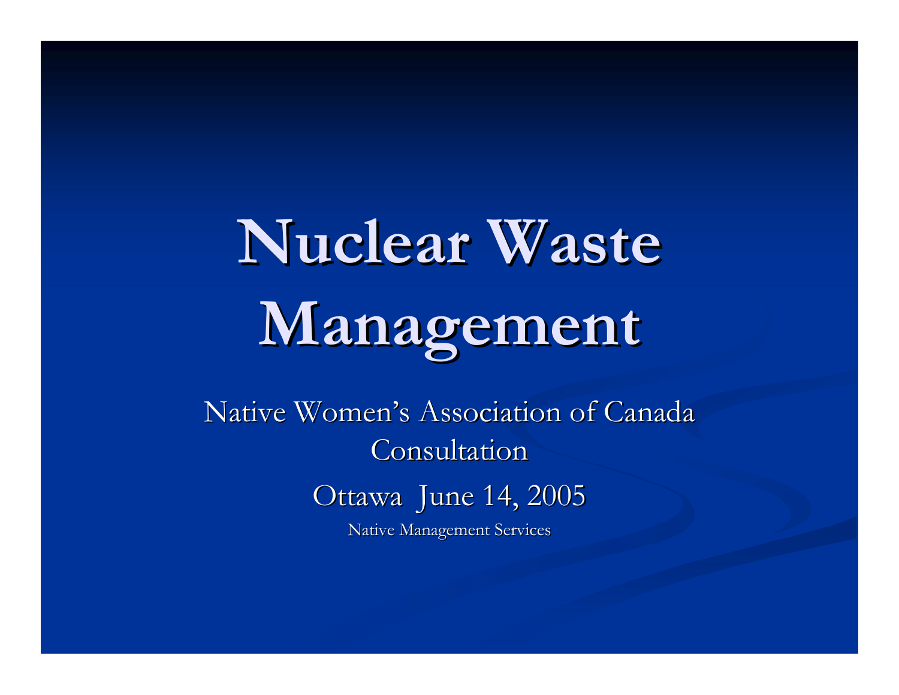# Nuclear Waste Management

Native Women's Association of Canada Consultation

Ottawa June 14, 2005

Native Management Services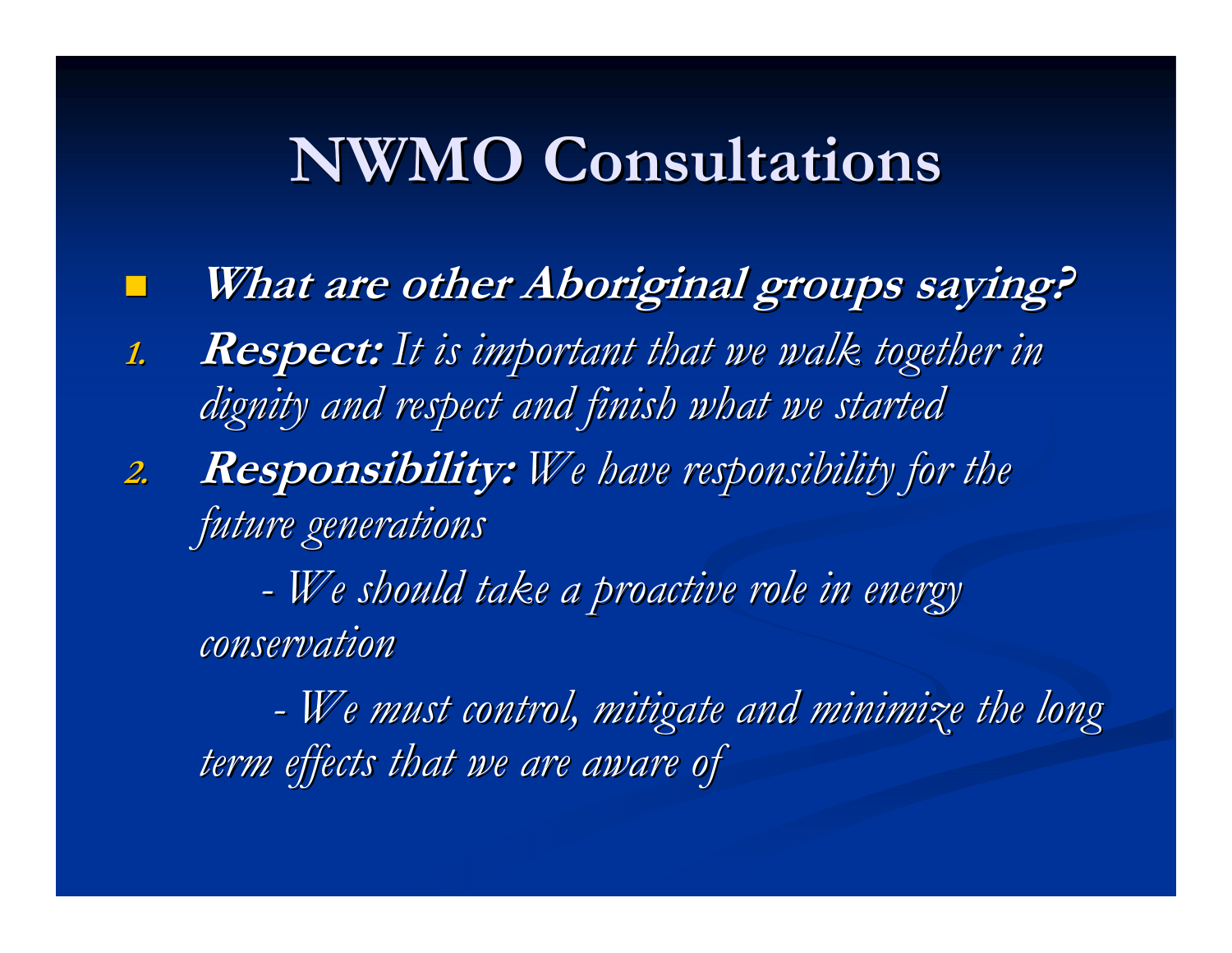# NWMO Consultations

- ***What are other Aboriginal groups saying?***

1. **Respect:** *It is important that we walk together in dignity and respect and finish what we started*
2. **Responsibility:** *We have responsibility for the future generations*

   *- We should take a proactive role in energy conservation*

   *- We must control, mitigate and minimize the long term effects that we are aware of*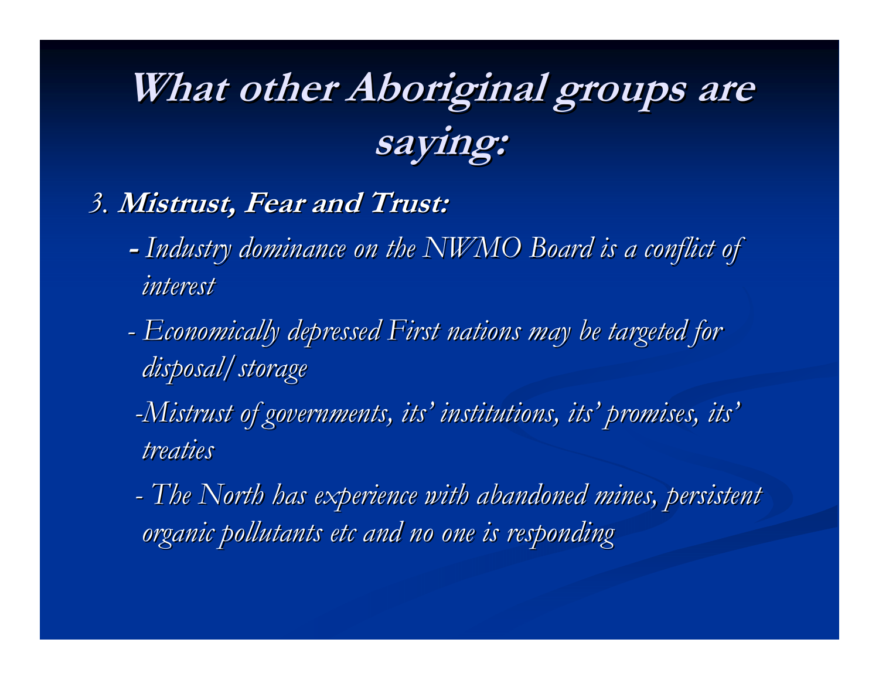# What other Aboriginal groups are saying:

*3.* **Mistrust, Fear and Trust:**

- *Industry dominance on the NWMO Board is a conflict of interest*
- *Economically depressed First nations may be targeted for disposal/storage*
- *Mistrust of governments, its' institutions, its' promises, its' treaties*
- *The North has experience with abandoned mines, persistent organic pollutants etc and no one is responding*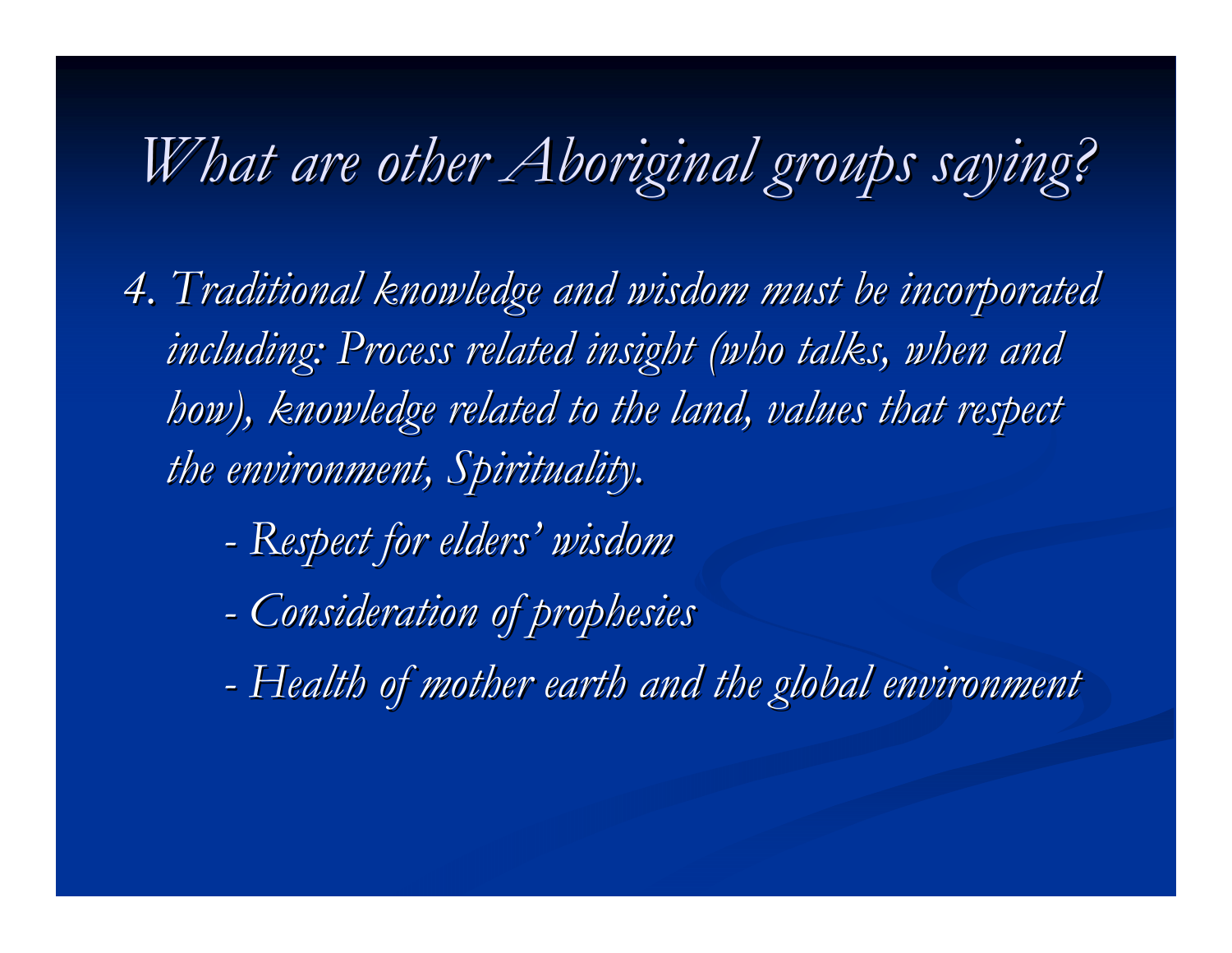# *What are other Aboriginal groups saying?*

*4. Traditional knowledge and wisdom must be incorporated including: Process related insight (who talks, when and how), knowledge related to the land, values that respect the environment, Spirituality.*

- *Respect for elders' wisdom*
- *Consideration of prophesies*
- *Health of mother earth and the global environment*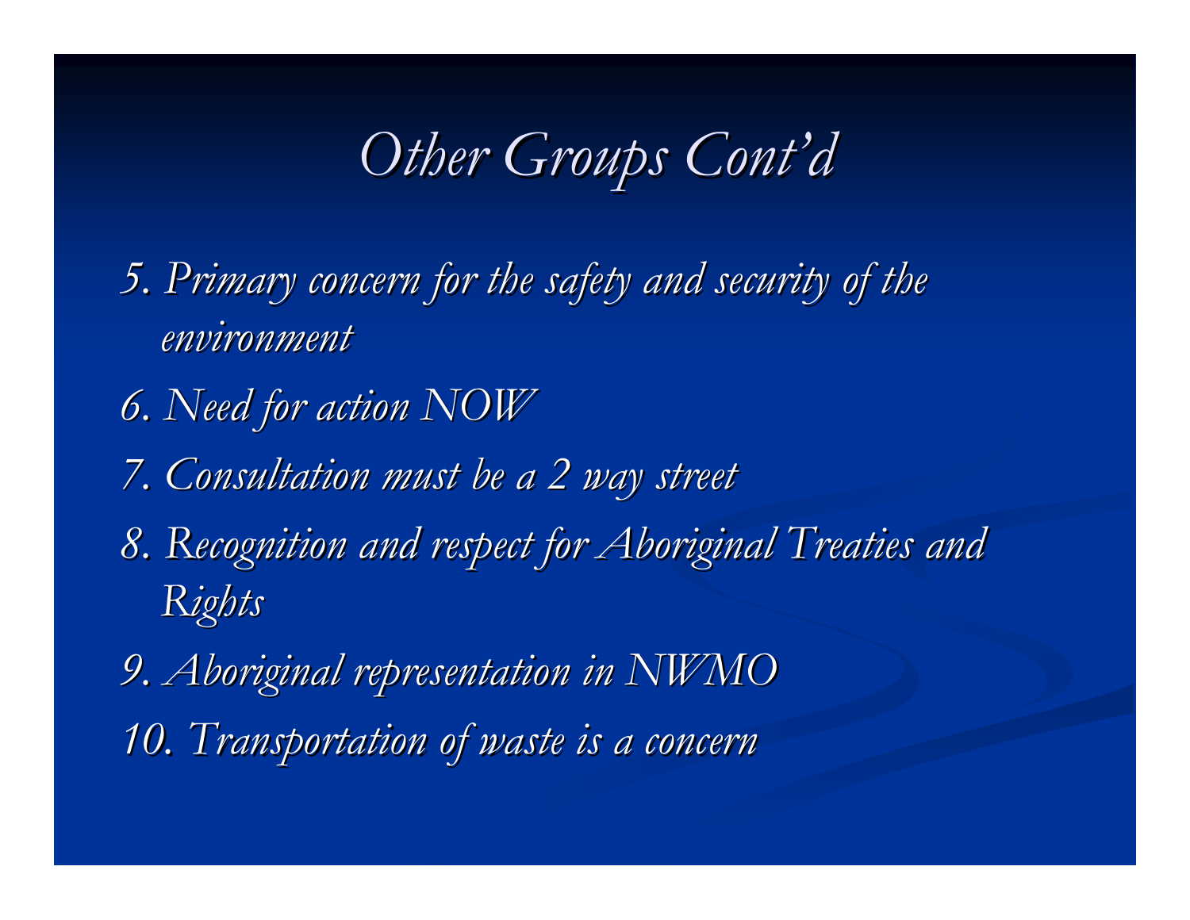# *Other Groups Cont'd*

5. *Primary concern for the safety and security of the environment*
6. *Need for action NOW*
7. *Consultation must be a 2 way street*
8. *Recognition and respect for Aboriginal Treaties and Rights*
9. *Aboriginal representation in NWMO*
10. *Transportation of waste is a concern*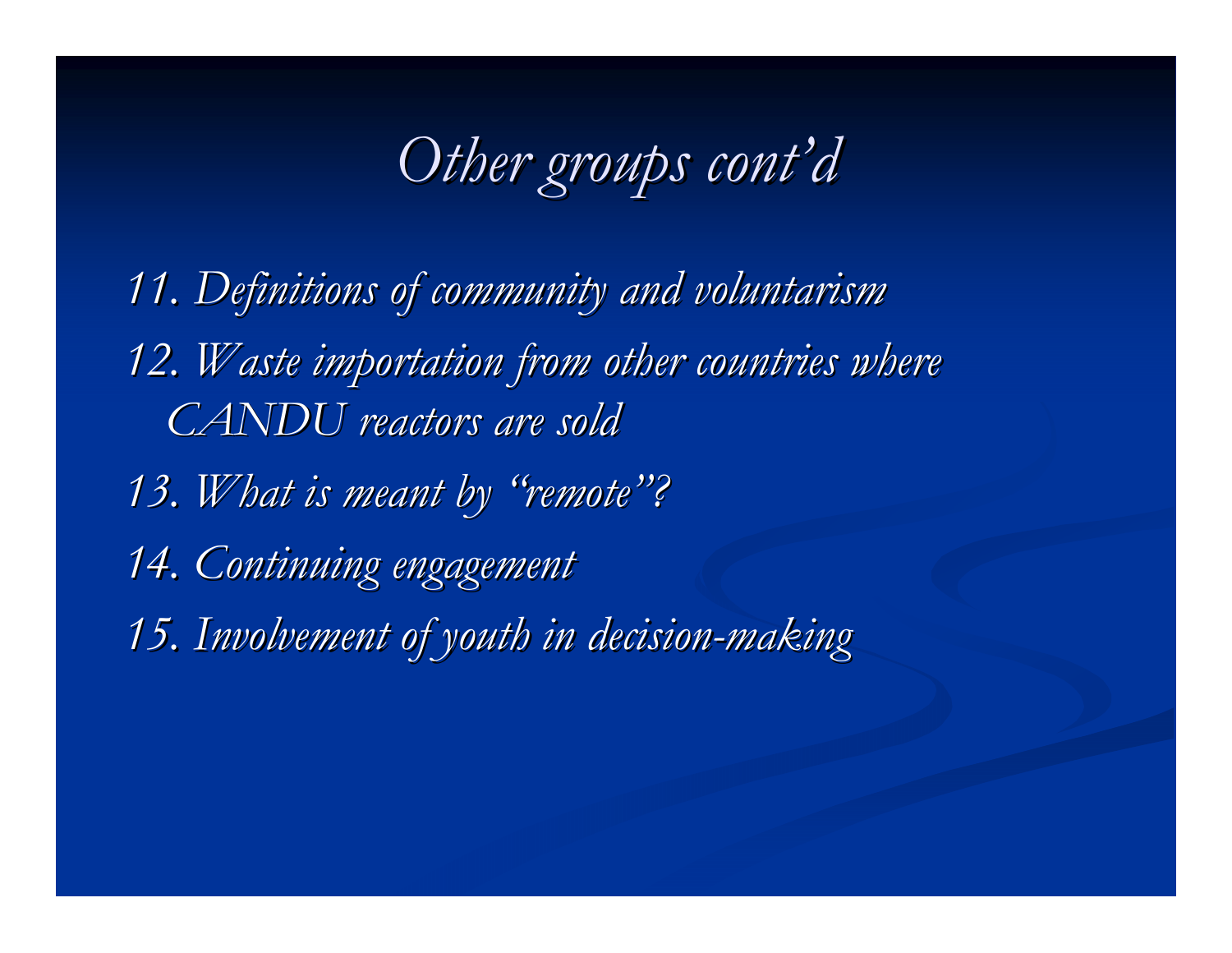# *Other groups cont'd*

*11. Definitions of community and voluntarism*

*12. Waste importation from other countries where CANDU reactors are sold*

*13. What is meant by "remote"?*

*14. Continuing engagement*

*15. Involvement of youth in decision-making*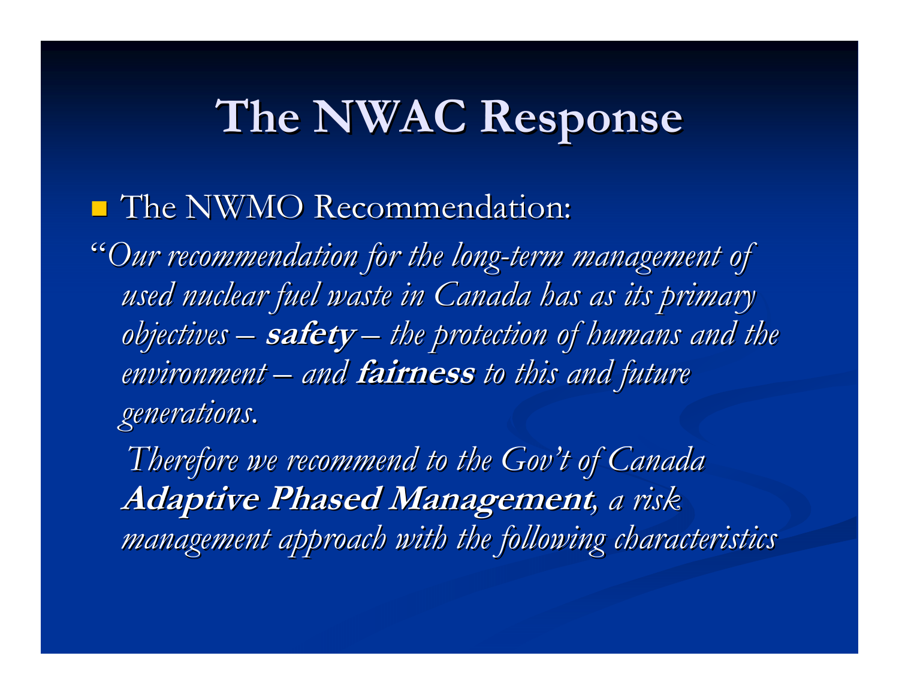# The NWAC Response

- The NWMO Recommendation:

"*Our recommendation for the long-term management of used nuclear fuel waste in Canada has as its primary objectives –* ***safety*** *– the protection of humans and the environment – and* ***fairness*** *to this and future generations.*

*Therefore we recommend to the Gov't of Canada* ***Adaptive Phased Management****, a risk management approach with the following characteristics*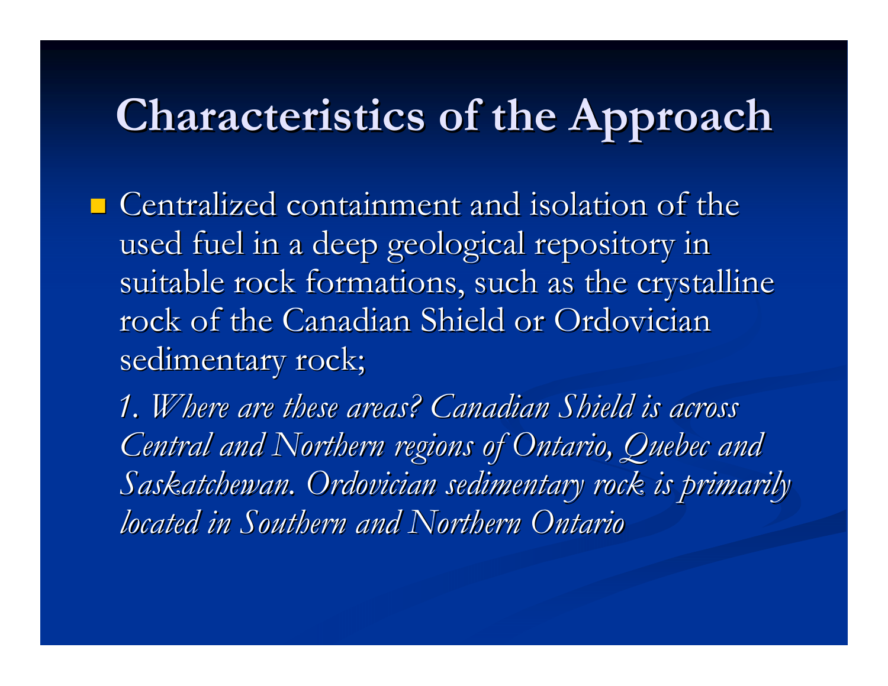# Characteristics of the Approach

- Centralized containment and isolation of the used fuel in a deep geological repository in suitable rock formations, such as the crystalline rock of the Canadian Shield or Ordovician sedimentary rock;

  *1. Where are these areas? Canadian Shield is across Central and Northern regions of Ontario, Quebec and Saskatchewan. Ordovician sedimentary rock is primarily located in Southern and Northern Ontario*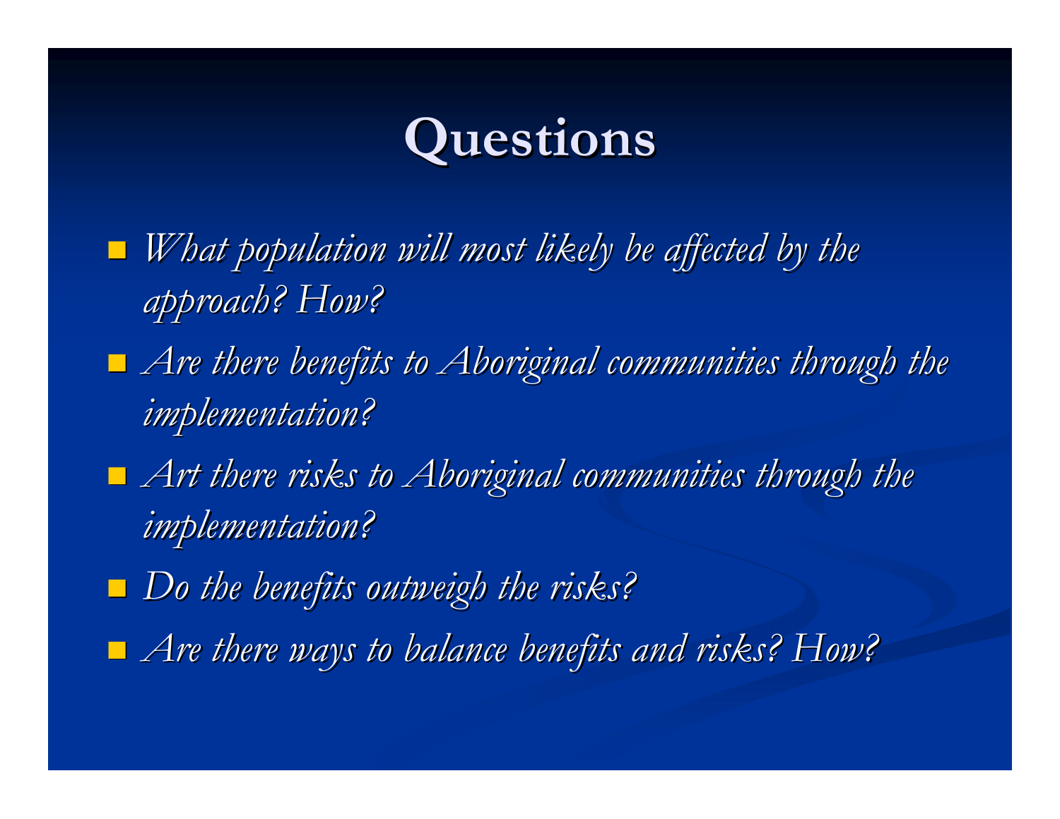# Questions

- *What population will most likely be affected by the approach? How?*
- *Are there benefits to Aboriginal communities through the implementation?*
- *Art there risks to Aboriginal communities through the implementation?*
- *Do the benefits outweigh the risks?*
- *Are there ways to balance benefits and risks? How?*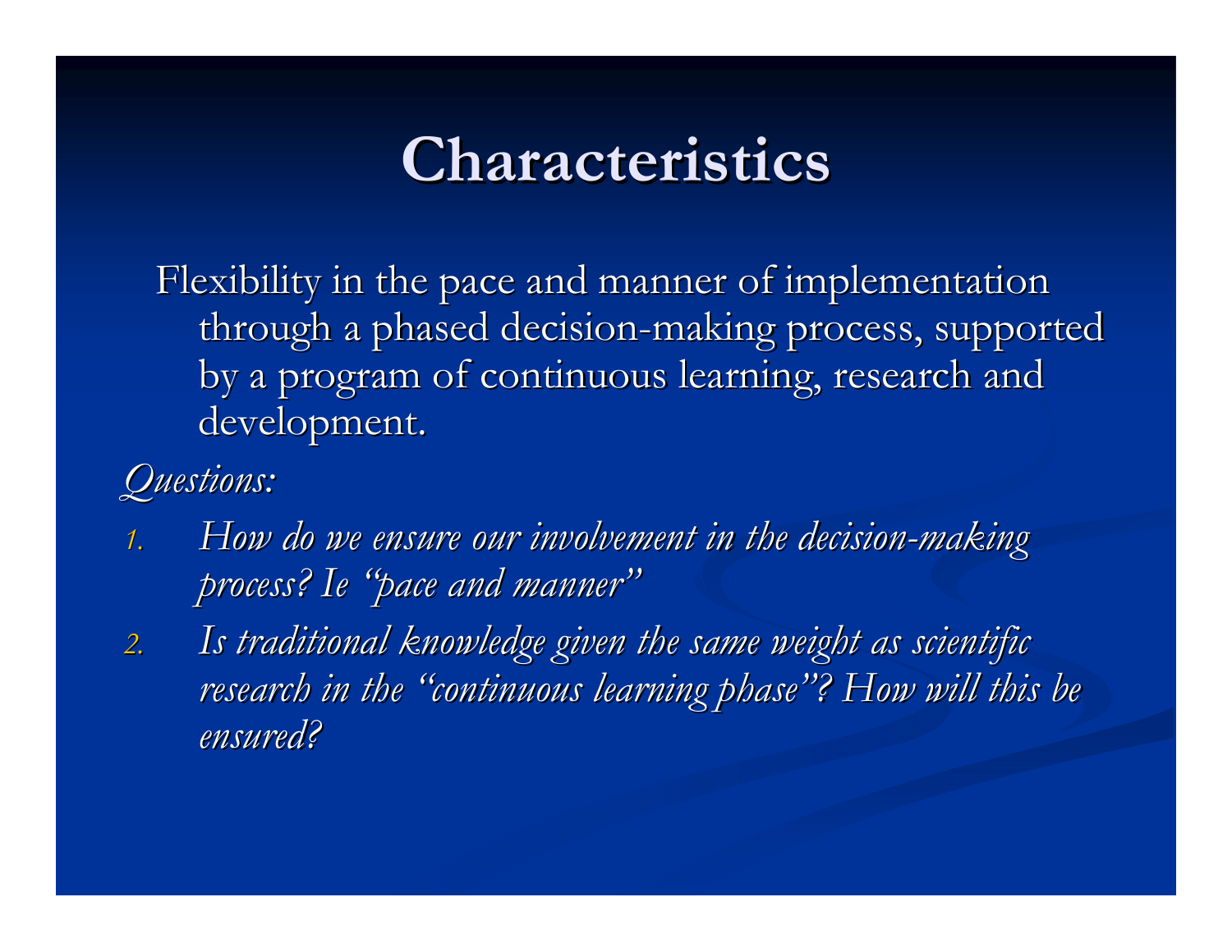# Characteristics

Flexibility in the pace and manner of implementation through a phased decision-making process, supported by a program of continuous learning, research and development.

*Questions:*

1. *How do we ensure our involvement in the decision-making process? Ie "pace and manner"*
2. *Is traditional knowledge given the same weight as scientific research in the "continuous learning phase"? How will this be ensured?*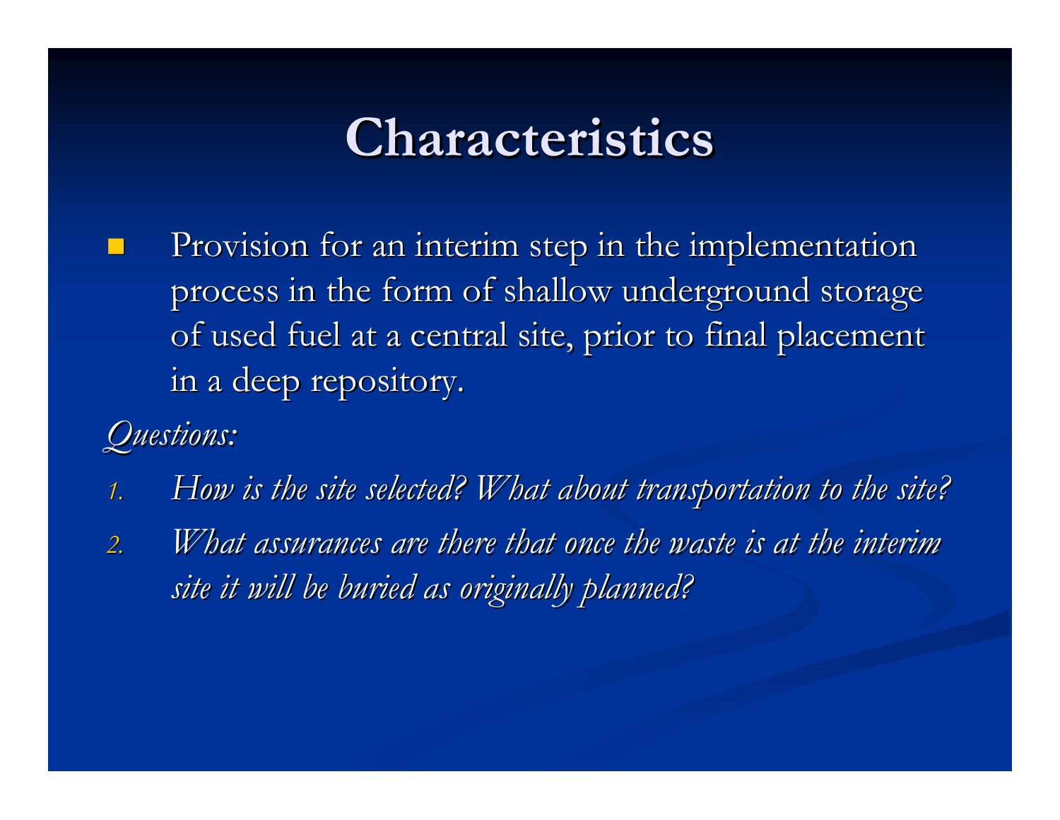# Characteristics

- Provision for an interim step in the implementation process in the form of shallow underground storage of used fuel at a central site, prior to final placement in a deep repository.

*Questions:*

1. *How is the site selected? What about transportation to the site?*
2. *What assurances are there that once the waste is at the interim site it will be buried as originally planned?*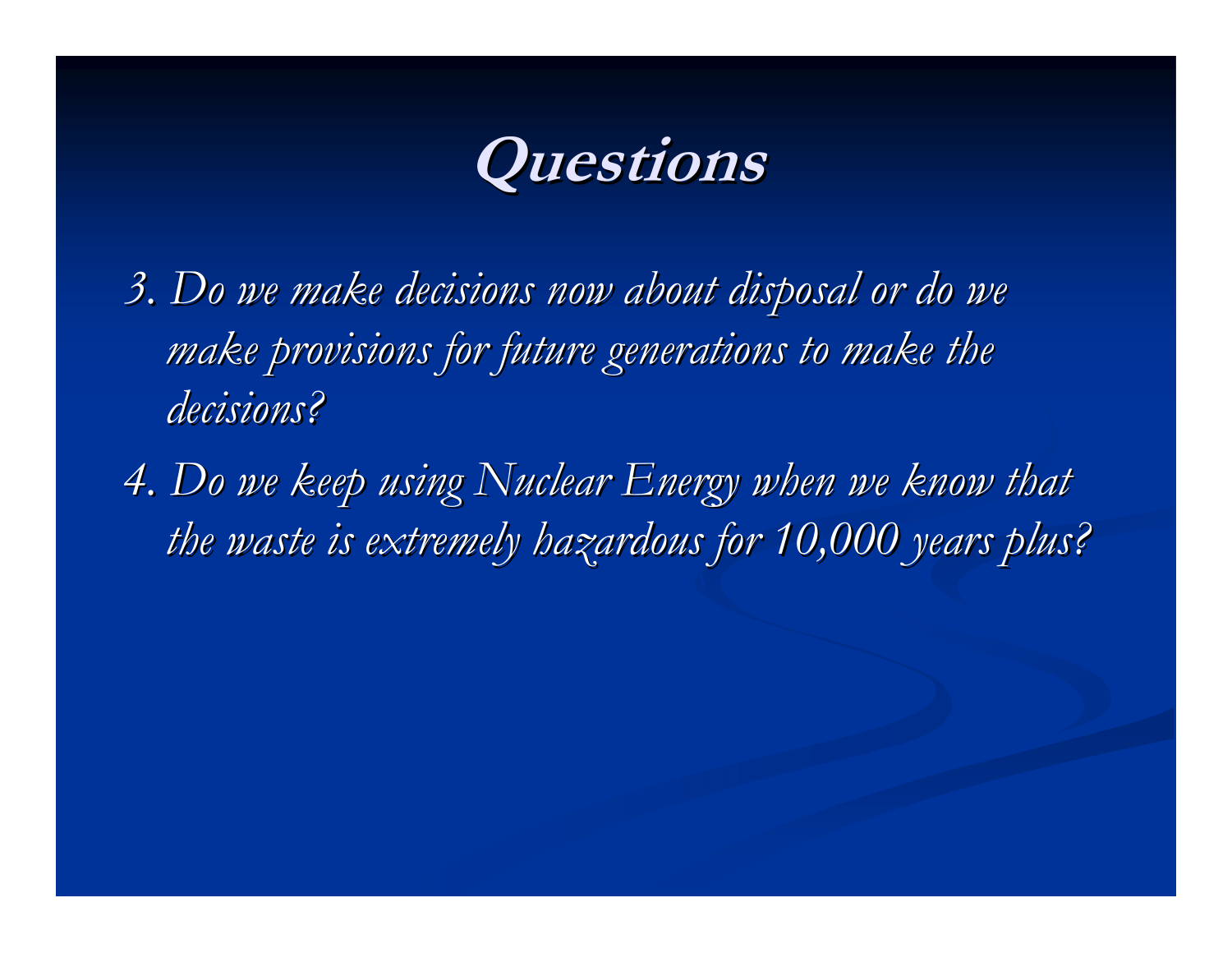# Questions

*3. Do we make decisions now about disposal or do we make provisions for future generations to make the decisions?*

*4. Do we keep using Nuclear Energy when we know that the waste is extremely hazardous for 10,000 years plus?*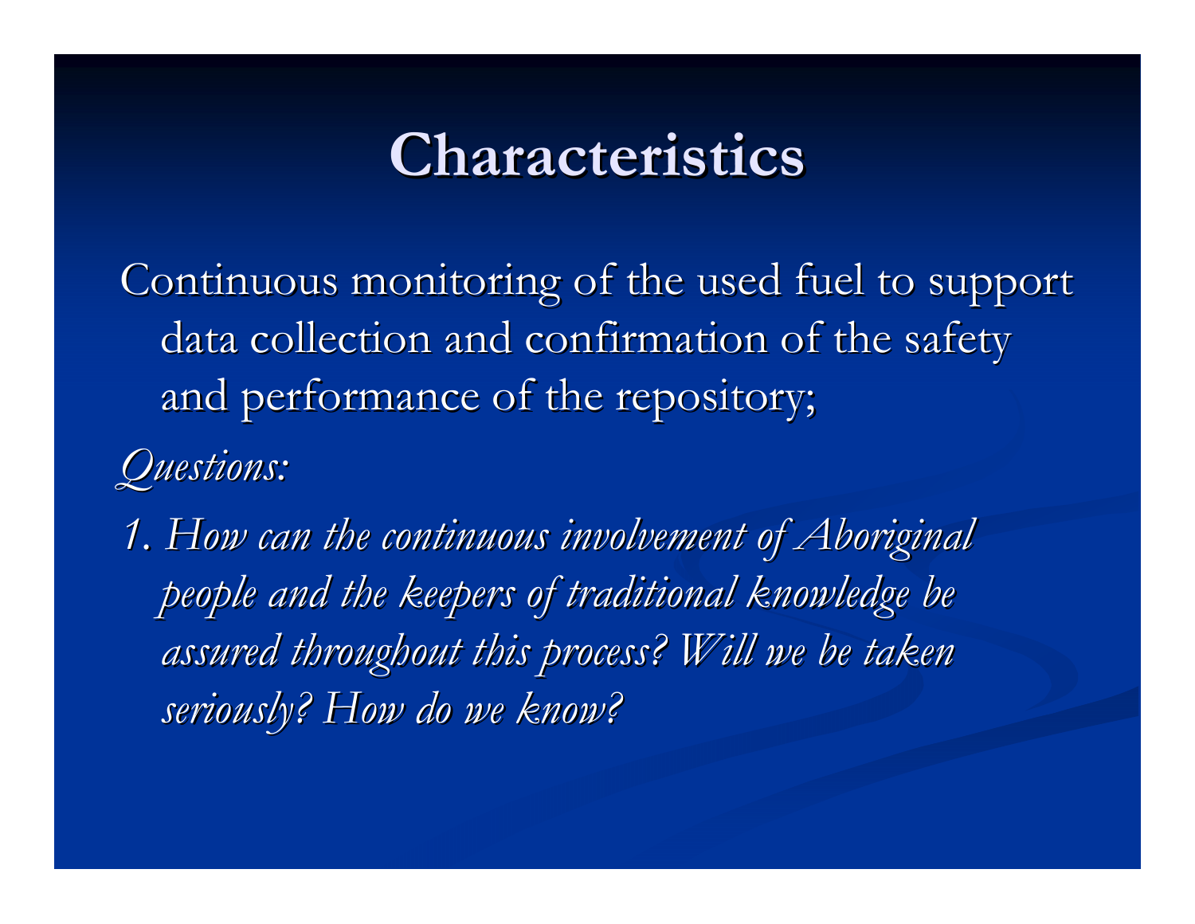# Characteristics

Continuous monitoring of the used fuel to support data collection and confirmation of the safety and performance of the repository;

*Questions:*

*1. How can the continuous involvement of Aboriginal people and the keepers of traditional knowledge be assured throughout this process? Will we be taken seriously? How do we know?*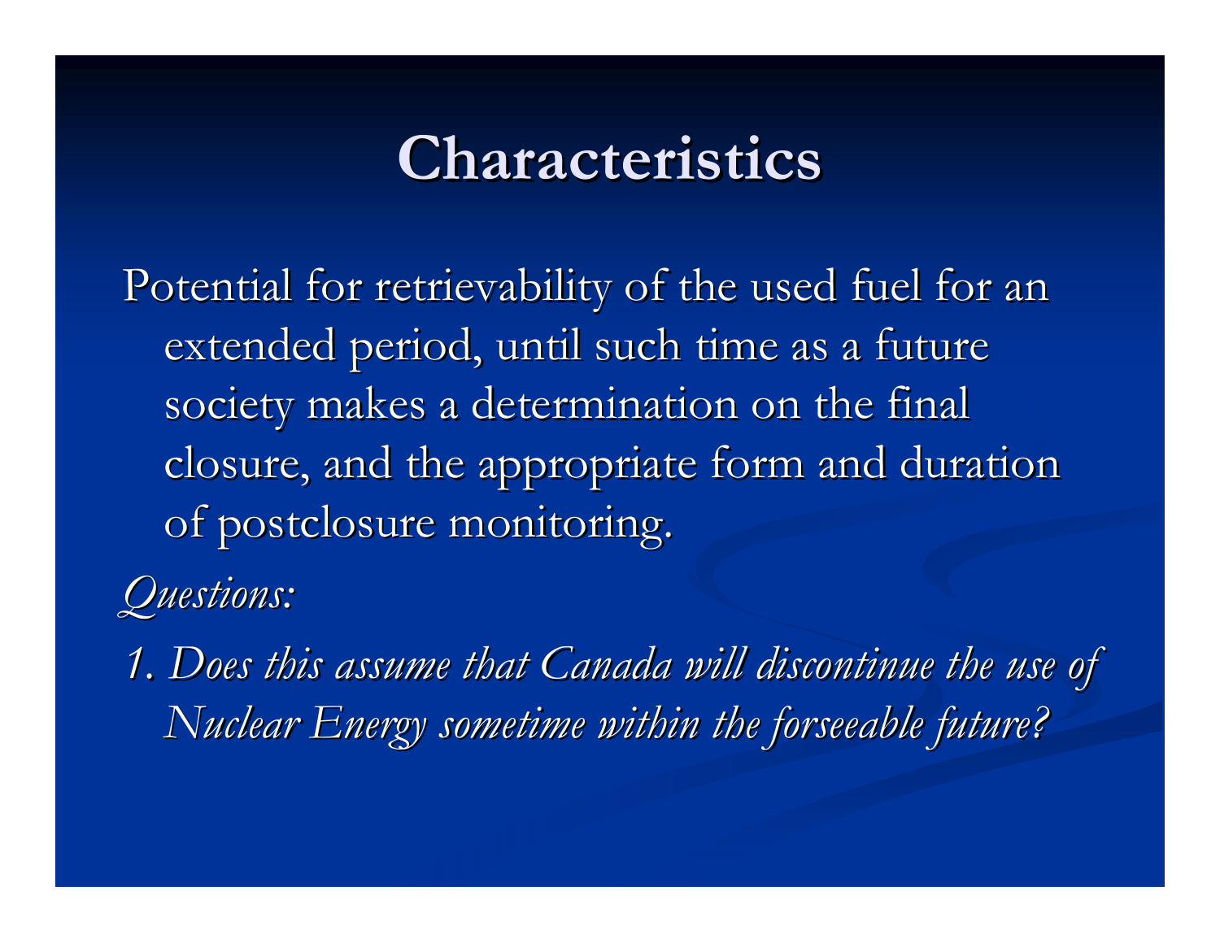# Characteristics

Potential for retrievability of the used fuel for an extended period, until such time as a future society makes a determination on the final closure, and the appropriate form and duration of postclosure monitoring.

*Questions:*

*1. Does this assume that Canada will discontinue the use of Nuclear Energy sometime within the forseeable future?*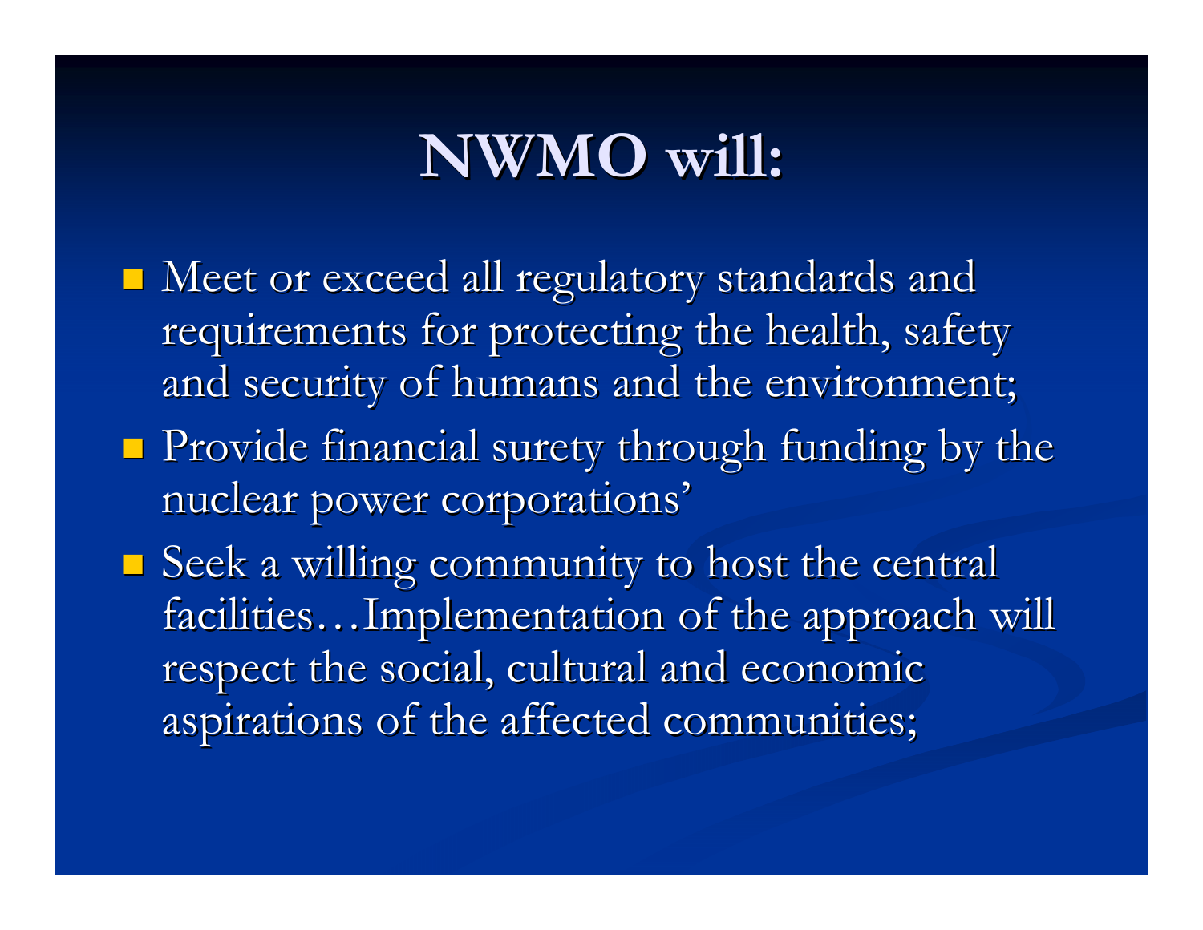# NWMO will:

- Meet or exceed all regulatory standards and requirements for protecting the health, safety and security of humans and the environment;
- Provide financial surety through funding by the nuclear power corporations'
- Seek a willing community to host the central facilities…Implementation of the approach will respect the social, cultural and economic aspirations of the affected communities;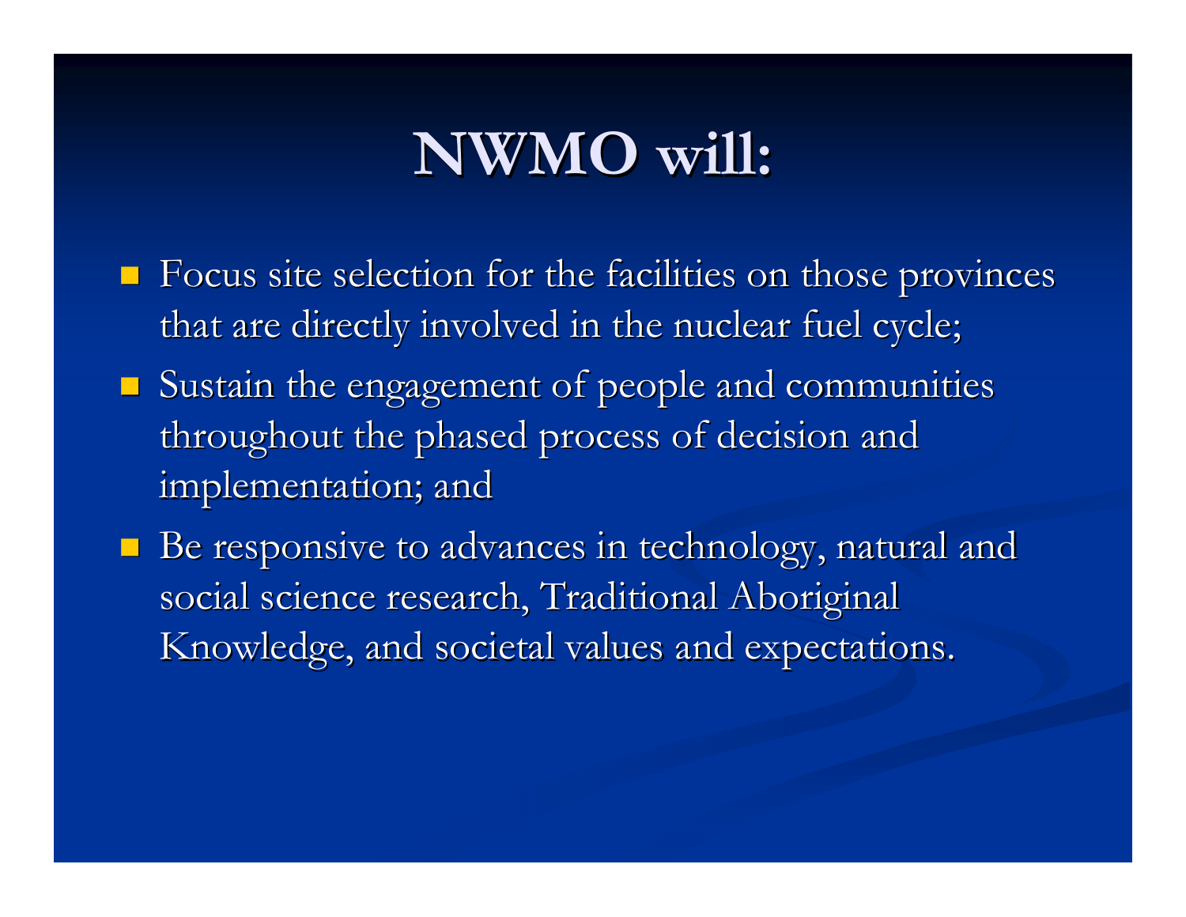# NWMO will:

- Focus site selection for the facilities on those provinces that are directly involved in the nuclear fuel cycle;
- Sustain the engagement of people and communities throughout the phased process of decision and implementation; and
- Be responsive to advances in technology, natural and social science research, Traditional Aboriginal Knowledge, and societal values and expectations.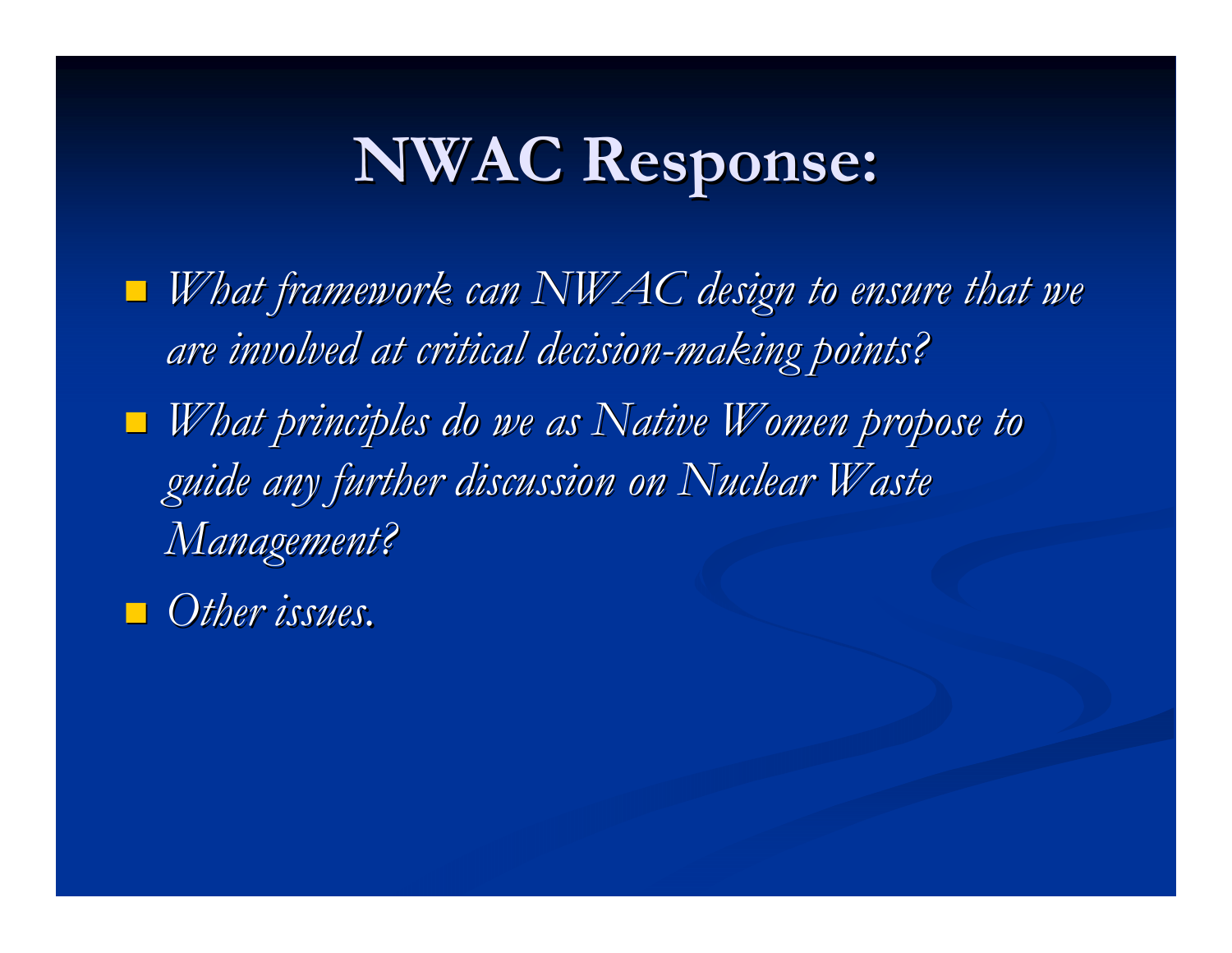# NWAC Response:

- *What framework can NWAC design to ensure that we are involved at critical decision-making points?*
- *What principles do we as Native Women propose to guide any further discussion on Nuclear Waste Management?*
- *Other issues.*